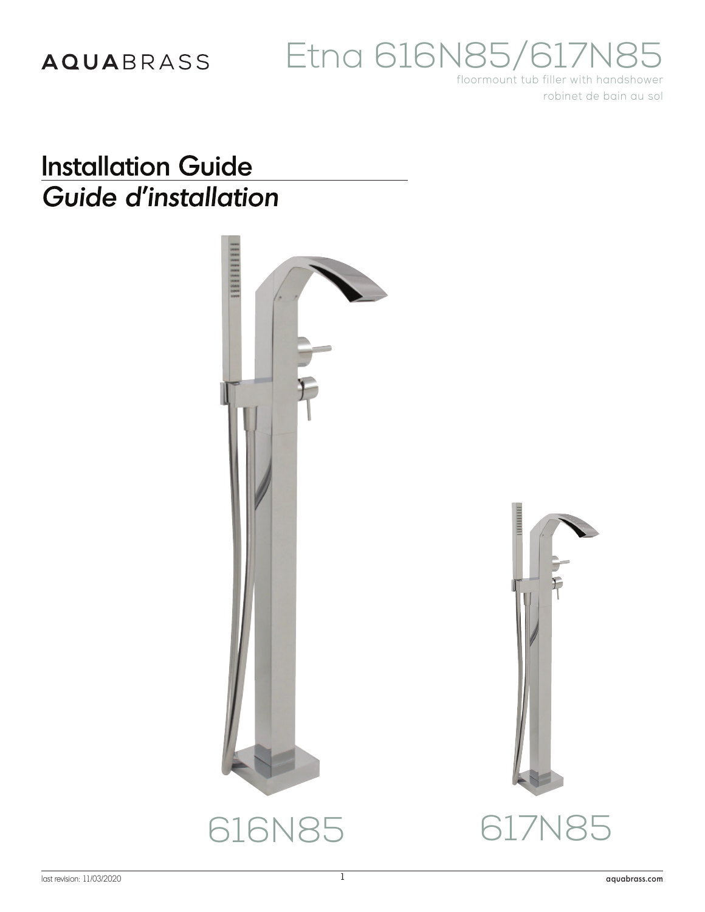AQUABRASS

# Etna 616N85/617N85

floormount tub filler with handshower

robinet de bain au sol

## Installation Guide

## *Guide d'installation*

616N85

617N85

last revision: 11/03/2020

aquabrass.com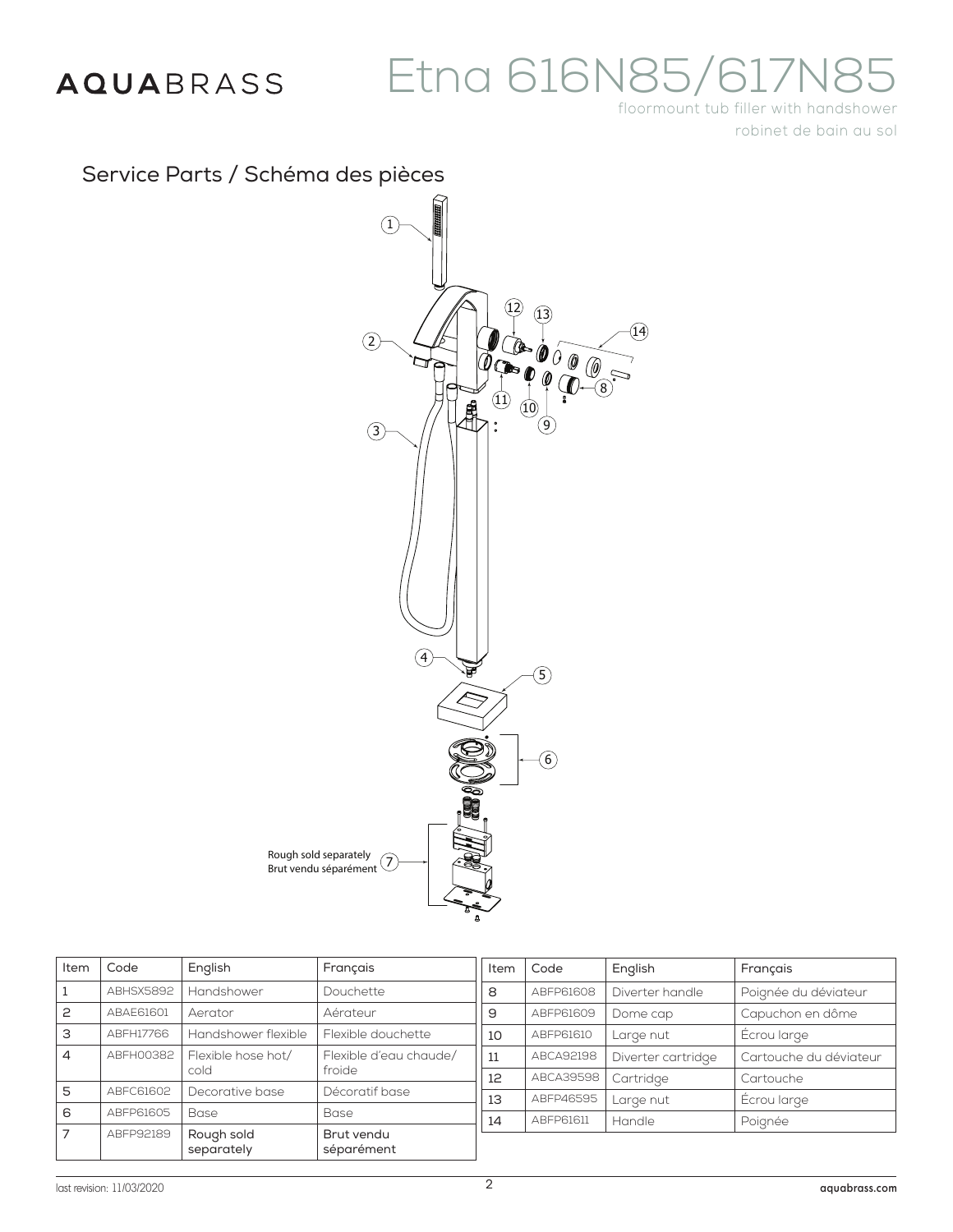# AQUABRASS

# Etna 616N85/617N85

floormount tub filler with handshower

robinet de bain au sol

## Service Parts / Schéma des pièces

Rough sold separately
Brut vendu séparément

| Item | Code | English | Français |
| --- | --- | --- | --- |
| 1 | ABHSX5892 | Handshower | Douchette |
| 2 | ABAE61601 | Aerator | Aérateur |
| 3 | ABFH17766 | Handshower flexible | Flexible douchette |
| 4 | ABFH00382 | Flexible hose hot/cold | Flexible d'eau chaude/froide |
| 5 | ABFC61602 | Decorative base | Décoratif base |
| 6 | ABFP61605 | Base | Base |
| 7 | ABFP92189 | Rough sold separately | Brut vendu séparément |
| 8 | ABFP61608 | Diverter handle | Poignée du déviateur |
| 9 | ABFP61609 | Dome cap | Capuchon en dôme |
| 10 | ABFP61610 | Large nut | Écrou large |
| 11 | ABCA92198 | Diverter cartridge | Cartouche du déviateur |
| 12 | ABCA39598 | Cartridge | Cartouche |
| 13 | ABFP46595 | Large nut | Écrou large |
| 14 | ABFP61611 | Handle | Poignée |

last revision: 11/03/2020

aquabrass.com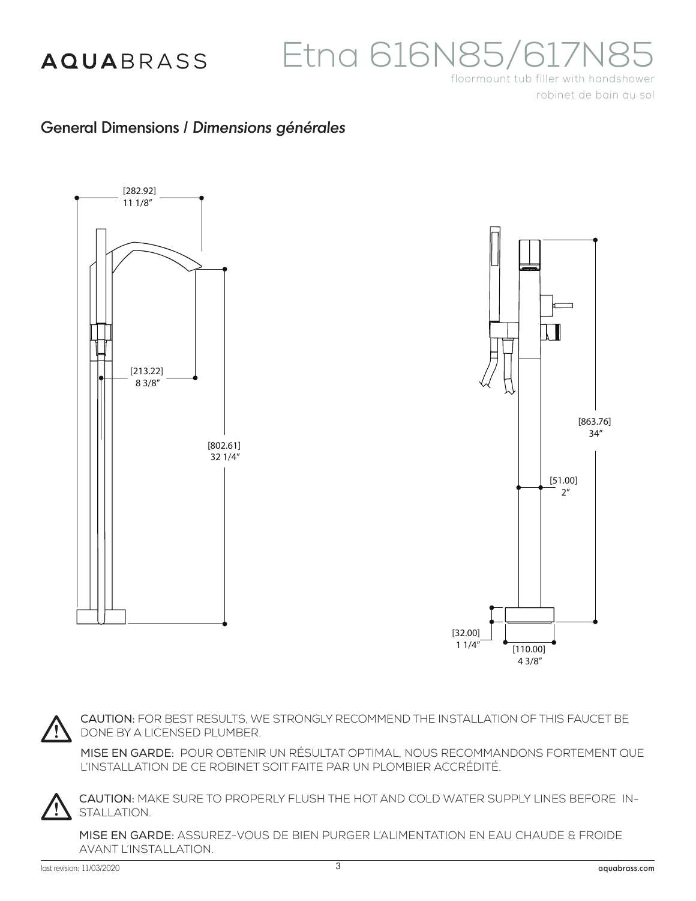# Etna 616N85/617N85

floormount tub filler with handshower

robinet de bain au sol

## General Dimensions / *Dimensions générales*

[282.92]
11 1/8"

[213.22]
8 3/8"

[802.61]
32 1/4"

[863.76]
34"

[51.00]
2"

[32.00]
1 1/4"

[110.00]
4 3/8"

CAUTION: FOR BEST RESULTS, WE STRONGLY RECOMMEND THE INSTALLATION OF THIS FAUCET BE DONE BY A LICENSED PLUMBER.

MISE EN GARDE: POUR OBTENIR UN RÉSULTAT OPTIMAL, NOUS RECOMMANDONS FORTEMENT QUE L'INSTALLATION DE CE ROBINET SOIT FAITE PAR UN PLOMBIER ACCRÉDITÉ.

CAUTION: MAKE SURE TO PROPERLY FLUSH THE HOT AND COLD WATER SUPPLY LINES BEFORE INSTALLATION.

MISE EN GARDE: ASSUREZ-VOUS DE BIEN PURGER L'ALIMENTATION EN EAU CHAUDE & FROIDE AVANT L'INSTALLATION.

last revision: 11/03/2020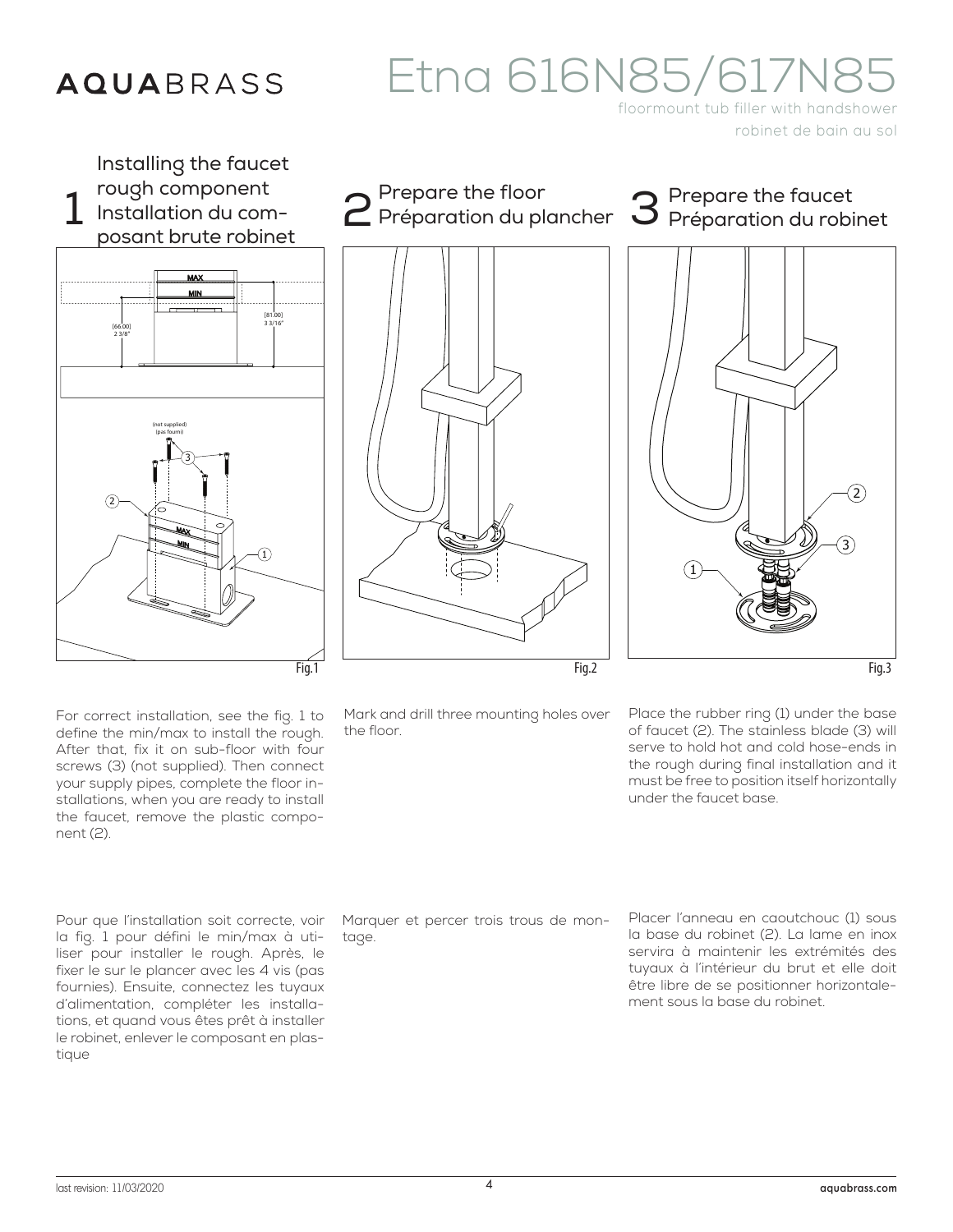# Etna 616N85/617N85

floormount tub filler with handshower

robinet de bain au sol

## 1 Installing the faucet rough component / Installation du composant brute robinet

MAX

MIN

[81.00] 3 3/16"

[66.00] 2 3/8"

(not supplied) (pas fourni)

Fig.1

For correct installation, see the fig. 1 to define the min/max to install the rough. After that, fix it on sub-floor with four screws (3) (not supplied). Then connect your supply pipes, complete the floor installations, when you are ready to install the faucet, remove the plastic component (2).

Pour que l'installation soit correcte, voir la fig. 1 pour défini le min/max à utiliser pour installer le rough. Après, le fixer le sur le plancer avec les 4 vis (pas fournies). Ensuite, connectez les tuyaux d'alimentation, compléter les installations, et quand vous êtes prêt à installer le robinet, enlever le composant en plastique

## 2 Prepare the floor / Préparation du plancher

Fig.2

Mark and drill three mounting holes over the floor.

Marquer et percer trois trous de montage.

## 3 Prepare the faucet / Préparation du robinet

Fig.3

Place the rubber ring (1) under the base of faucet (2). The stainless blade (3) will serve to hold hot and cold hose-ends in the rough during final installation and it must be free to position itself horizontally under the faucet base.

Placer l'anneau en caoutchouc (1) sous la base du robinet (2). La lame en inox servira à maintenir les extrémités des tuyaux à l'intérieur du brut et elle doit être libre de se positionner horizontalement sous la base du robinet.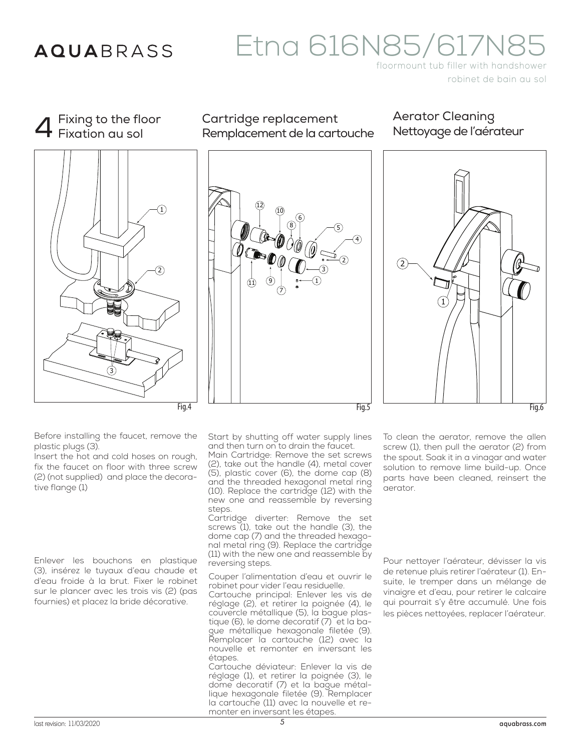# Etna 616N85/617N85

floormount tub filler with handshower

robinet de bain au sol

## 4 Fixing to the floor / Fixation au sol

Fig.4

Before installing the faucet, remove the plastic plugs (3).
Insert the hot and cold hoses on rough, fix the faucet on floor with three screw (2) (not supplied) and place the decorative flange (1)

Enlever les bouchons en plastique (3), insérez le tuyaux d'eau chaude et d'eau froide à la brut. Fixer le robinet sur le plancer avec les trois vis (2) (pas fournies) et placez la bride décorative.

## Cartridge replacement / Remplacement de la cartouche

Fig.5

Start by shutting off water supply lines and then turn on to drain the faucet.
Main Cartridge: Remove the set screws (2), take out the handle (4), metal cover (5), plastic cover (6), the dome cap (8) and the threaded hexagonal metal ring (10). Replace the cartridge (12) with the new one and reassemble by reversing steps.
Cartridge diverter: Remove the set screws (1), take out the handle (3), the dome cap (7) and the threaded hexagonal metal ring (9). Replace the cartridge (11) with the new one and reassemble by reversing steps.

Couper l'alimentation d'eau et ouvrir le robinet pour vider l'eau residuelle.
Cartouche principal: Enlever les vis de réglage (2), et retirer la poignée (4), le couvercle métallique (5), la bague plastique (6), le dome decoratif (7) et la bague métallique hexagonale filetée (9). Remplacer la cartouche (12) avec la nouvelle et remonter en inversant les étapes.
Cartouche déviateur: Enlever la vis de réglage (1), et retirer la poignée (3), le dome decoratif (7) et la bague métallique hexagonale filetée (9). Remplacer la cartouche (11) avec la nouvelle et remonter en inversant les étapes.

## Aerator Cleaning / Nettoyage de l'aérateur

Fig.6

To clean the aerator, remove the allen screw (1), then pull the aerator (2) from the spout. Soak it in a vinagar and water solution to remove lime build-up. Once parts have been cleaned, reinsert the aerator.

Pour nettoyer l'aérateur, dévisser la vis de retenue pluis retirer l'aérateur (1). Ensuite, le tremper dans un mélange de vinaigre et d'eau, pour retirer le calcaire qui pourrait s'y être accumulé. Une fois les pièces nettoyées, replacer l'aérateur.

last revision: 11/03/2020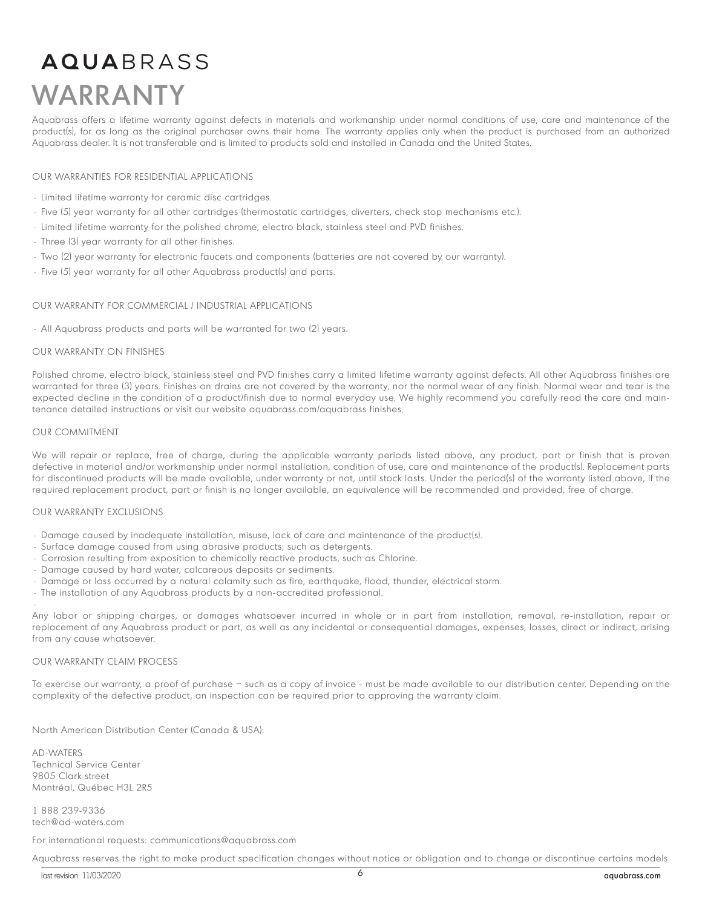# AQUABRASS

# WARRANTY

Aquabrass offers a lifetime warranty against defects in materials and workmanship under normal conditions of use, care and maintenance of the product(s), for as long as the original purchaser owns their home. The warranty applies only when the product is purchased from an authorized Aquabrass dealer. It is not transferable and is limited to products sold and installed in Canada and the United States.

## OUR WARRANTIES FOR RESIDENTIAL APPLICATIONS

- Limited lifetime warranty for ceramic disc cartridges.
- Five (5) year warranty for all other cartridges (thermostatic cartridges, diverters, check stop mechanisms etc.).
- Limited lifetime warranty for the polished chrome, electro black, stainless steel and PVD finishes.
- Three (3) year warranty for all other finishes.
- Two (2) year warranty for electronic faucets and components (batteries are not covered by our warranty).
- Five (5) year warranty for all other Aquabrass product(s) and parts.

## OUR WARRANTY FOR COMMERCIAL / INDUSTRIAL APPLICATIONS

- All Aquabrass products and parts will be warranted for two (2) years.

## OUR WARRANTY ON FINISHES

Polished chrome, electro black, stainless steel and PVD finishes carry a limited lifetime warranty against defects. All other Aquabrass finishes are warranted for three (3) years. Finishes on drains are not covered by the warranty, nor the normal wear of any finish. Normal wear and tear is the expected decline in the condition of a product/finish due to normal everyday use. We highly recommend you carefully read the care and maintenance detailed instructions or visit our website aquabrass.com/aquabrass finishes.

## OUR COMMITMENT

We will repair or replace, free of charge, during the applicable warranty periods listed above, any product, part or finish that is proven defective in material and/or workmanship under normal installation, condition of use, care and maintenance of the product(s). Replacement parts for discontinued products will be made available, under warranty or not, until stock lasts. Under the period(s) of the warranty listed above, if the required replacement product, part or finish is no longer available, an equivalence will be recommended and provided, free of charge.

## OUR WARRANTY EXCLUSIONS

- Damage caused by inadequate installation, misuse, lack of care and maintenance of the product(s).
- Surface damage caused from using abrasive products, such as detergents.
- Corrosion resulting from exposition to chemically reactive products, such as Chlorine.
- Damage caused by hard water, calcareous deposits or sediments.
- Damage or loss occurred by a natural calamity such as fire, earthquake, flood, thunder, electrical storm.
- The installation of any Aquabrass products by a non-accredited professional.

Any labor or shipping charges, or damages whatsoever incurred in whole or in part from installation, removal, re-installation, repair or replacement of any Aquabrass product or part, as well as any incidental or consequential damages, expenses, losses, direct or indirect, arising from any cause whatsoever.

## OUR WARRANTY CLAIM PROCESS

To exercise our warranty, a proof of purchase – such as a copy of invoice - must be made available to our distribution center. Depending on the complexity of the defective product, an inspection can be required prior to approving the warranty claim.

North American Distribution Center (Canada & USA):

AD-WATERS
Technical Service Center
9805 Clark street
Montréal, Québec H3L 2R5

1 888 239-9336
tech@ad-waters.com

For international requests: communications@aquabrass.com

Aquabrass reserves the right to make product specification changes without notice or obligation and to change or discontinue certains models

last revision: 11/03/2020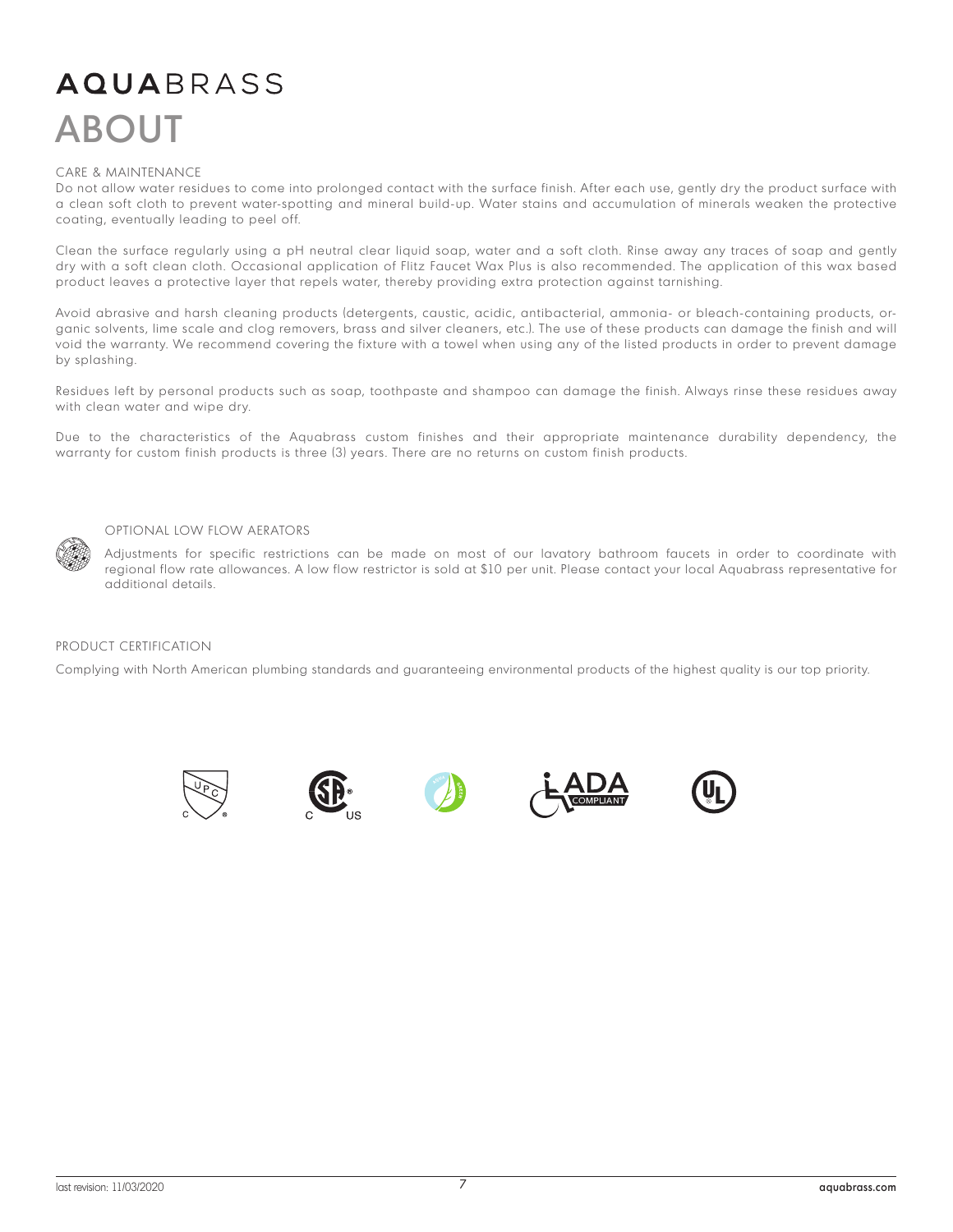# AQUABRASS

# ABOUT

## CARE & MAINTENANCE

Do not allow water residues to come into prolonged contact with the surface finish. After each use, gently dry the product surface with a clean soft cloth to prevent water-spotting and mineral build-up. Water stains and accumulation of minerals weaken the protective coating, eventually leading to peel off.

Clean the surface regularly using a pH neutral clear liquid soap, water and a soft cloth. Rinse away any traces of soap and gently dry with a soft clean cloth. Occasional application of Flitz Faucet Wax Plus is also recommended. The application of this wax based product leaves a protective layer that repels water, thereby providing extra protection against tarnishing.

Avoid abrasive and harsh cleaning products (detergents, caustic, acidic, antibacterial, ammonia- or bleach-containing products, organic solvents, lime scale and clog removers, brass and silver cleaners, etc.). The use of these products can damage the finish and will void the warranty. We recommend covering the fixture with a towel when using any of the listed products in order to prevent damage by splashing.

Residues left by personal products such as soap, toothpaste and shampoo can damage the finish. Always rinse these residues away with clean water and wipe dry.

Due to the characteristics of the Aquabrass custom finishes and their appropriate maintenance durability dependency, the warranty for custom finish products is three (3) years. There are no returns on custom finish products.

## OPTIONAL LOW FLOW AERATORS

Adjustments for specific restrictions can be made on most of our lavatory bathroom faucets in order to coordinate with regional flow rate allowances. A low flow restrictor is sold at $10 per unit. Please contact your local Aquabrass representative for additional details.

## PRODUCT CERTIFICATION

Complying with North American plumbing standards and guaranteeing environmental products of the highest quality is our top priority.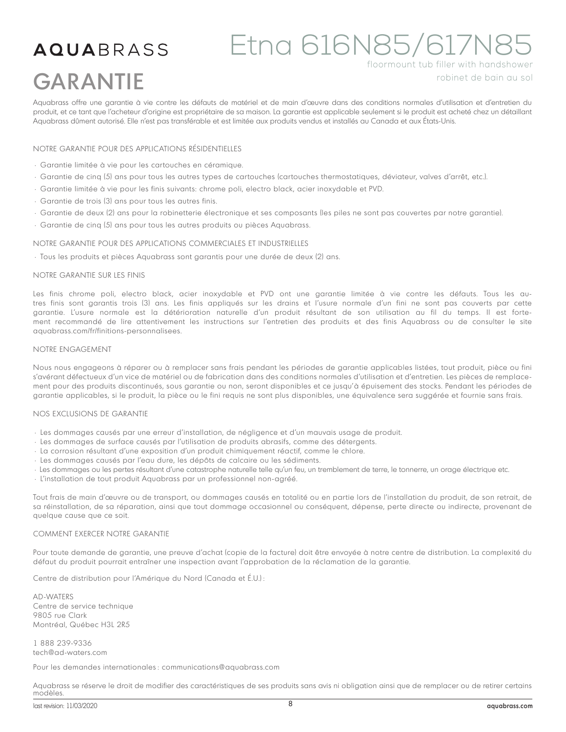AQUABRASS

# Etna 616N85/617N85

floormount tub filler with handshower

robinet de bain au sol

# GARANTIE

Aquabrass offre une garantie à vie contre les défauts de matériel et de main d'œuvre dans des conditions normales d'utilisation et d'entretien du produit, et ce tant que l'acheteur d'origine est propriétaire de sa maison. La garantie est applicable seulement si le produit est acheté chez un détaillant Aquabrass dûment autorisé. Elle n'est pas transférable et est limitée aux produits vendus et installés au Canada et aux États-Unis.

## NOTRE GARANTIE POUR DES APPLICATIONS RÉSIDENTIELLES

- Garantie limitée à vie pour les cartouches en céramique.
- Garantie de cinq (5) ans pour tous les autres types de cartouches (cartouches thermostatiques, déviateur, valves d'arrêt, etc.).
- Garantie limitée à vie pour les finis suivants: chrome poli, electro black, acier inoxydable et PVD.
- Garantie de trois (3) ans pour tous les autres finis.
- Garantie de deux (2) ans pour la robinetterie électronique et ses composants (les piles ne sont pas couvertes par notre garantie).
- Garantie de cinq (5) ans pour tous les autres produits ou pièces Aquabrass.

## NOTRE GARANTIE POUR DES APPLICATIONS COMMERCIALES ET INDUSTRIELLES

- Tous les produits et pièces Aquabrass sont garantis pour une durée de deux (2) ans.

## NOTRE GARANTIE SUR LES FINIS

Les finis chrome poli, electro black, acier inoxydable et PVD ont une garantie limitée à vie contre les défauts. Tous les autres finis sont garantis trois (3) ans. Les finis appliqués sur les drains et l'usure normale d'un fini ne sont pas couverts par cette garantie. L'usure normale est la détérioration naturelle d'un produit résultant de son utilisation au fil du temps. Il est fortement recommandé de lire attentivement les instructions sur l'entretien des produits et des finis Aquabrass ou de consulter le site aquabrass.com/fr/finitions-personnalisees.

## NOTRE ENGAGEMENT

Nous nous engageons à réparer ou à remplacer sans frais pendant les périodes de garantie applicables listées, tout produit, pièce ou fini s'avérant défectueux d'un vice de matériel ou de fabrication dans des conditions normales d'utilisation et d'entretien. Les pièces de remplacement pour des produits discontinués, sous garantie ou non, seront disponibles et ce jusqu'à épuisement des stocks. Pendant les périodes de garantie applicables, si le produit, la pièce ou le fini requis ne sont plus disponibles, une équivalence sera suggérée et fournie sans frais.

## NOS EXCLUSIONS DE GARANTIE

- Les dommages causés par une erreur d'installation, de négligence et d'un mauvais usage de produit.
- Les dommages de surface causés par l'utilisation de produits abrasifs, comme des détergents.
- La corrosion résultant d'une exposition d'un produit chimiquement réactif, comme le chlore.
- Les dommages causés par l'eau dure, les dépôts de calcaire ou les sédiments.
- Les dommages ou les pertes résultant d'une catastrophe naturelle telle qu'un feu, un tremblement de terre, le tonnerre, un orage électrique etc.
- L'installation de tout produit Aquabrass par un professionnel non-agréé.

Tout frais de main d'œuvre ou de transport, ou dommages causés en totalité ou en partie lors de l'installation du produit, de son retrait, de sa réinstallation, de sa réparation, ainsi que tout dommage occasionnel ou conséquent, dépense, perte directe ou indirecte, provenant de quelque cause que ce soit.

## COMMENT EXERCER NOTRE GARANTIE

Pour toute demande de garantie, une preuve d'achat (copie de la facture) doit être envoyée à notre centre de distribution. La complexité du défaut du produit pourrait entraîner une inspection avant l'approbation de la réclamation de la garantie.

Centre de distribution pour l'Amérique du Nord (Canada et É.U.) :

AD-WATERS  
Centre de service technique  
9805 rue Clark  
Montréal, Québec H3L 2R5

1 888 239-9336  
tech@ad-waters.com

Pour les demandes internationales : communications@aquabrass.com

Aquabrass se réserve le droit de modifier des caractéristiques de ses produits sans avis ni obligation ainsi que de remplacer ou de retirer certains modèles.

last revision: 11/03/2020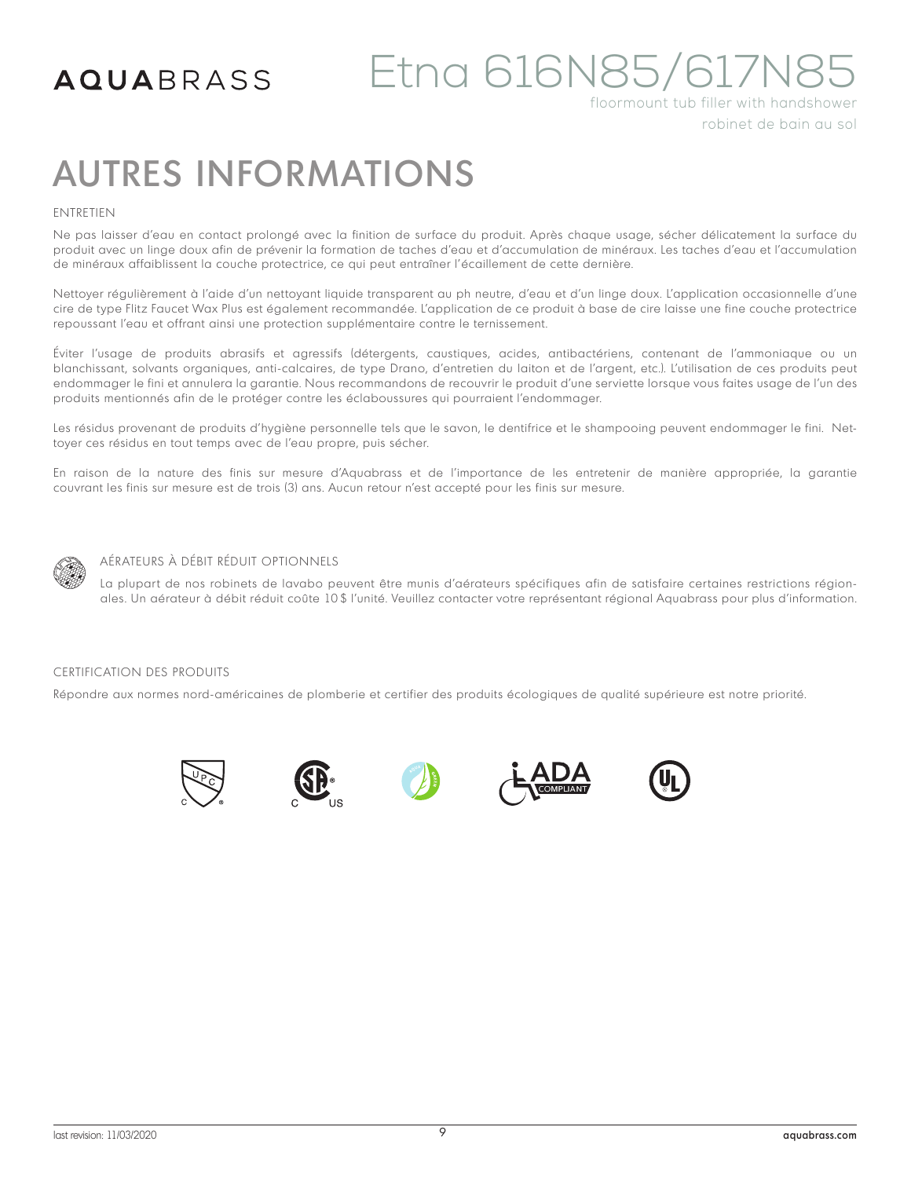AQUABRASS

# Etna 616N85/617N85

floormount tub filler with handshower

robinet de bain au sol

# AUTRES INFORMATIONS

## ENTRETIEN

Ne pas laisser d'eau en contact prolongé avec la finition de surface du produit. Après chaque usage, sécher délicatement la surface du produit avec un linge doux afin de prévenir la formation de taches d'eau et d'accumulation de minéraux. Les taches d'eau et l'accumulation de minéraux affaiblissent la couche protectrice, ce qui peut entraîner l'écaillement de cette dernière.

Nettoyer régulièrement à l'aide d'un nettoyant liquide transparent au ph neutre, d'eau et d'un linge doux. L'application occasionnelle d'une cire de type Flitz Faucet Wax Plus est également recommandée. L'application de ce produit à base de cire laisse une fine couche protectrice repoussant l'eau et offrant ainsi une protection supplémentaire contre le ternissement.

Éviter l'usage de produits abrasifs et agressifs (détergents, caustiques, acides, antibactériens, contenant de l'ammoniaque ou un blanchissant, solvants organiques, anti-calcaires, de type Drano, d'entretien du laiton et de l'argent, etc.). L'utilisation de ces produits peut endommager le fini et annulera la garantie. Nous recommandons de recouvrir le produit d'une serviette lorsque vous faites usage de l'un des produits mentionnés afin de le protéger contre les éclaboussures qui pourraient l'endommager.

Les résidus provenant de produits d'hygiène personnelle tels que le savon, le dentifrice et le shampooing peuvent endommager le fini. Nettoyer ces résidus en tout temps avec de l'eau propre, puis sécher.

En raison de la nature des finis sur mesure d'Aquabrass et de l'importance de les entretenir de manière appropriée, la garantie couvrant les finis sur mesure est de trois (3) ans. Aucun retour n'est accepté pour les finis sur mesure.

## AÉRATEURS À DÉBIT RÉDUIT OPTIONNELS

La plupart de nos robinets de lavabo peuvent être munis d'aérateurs spécifiques afin de satisfaire certaines restrictions régionales. Un aérateur à débit réduit coûte 10 $ l'unité. Veuillez contacter votre représentant régional Aquabrass pour plus d'information.

## CERTIFICATION DES PRODUITS

Répondre aux normes nord-américaines de plomberie et certifier des produits écologiques de qualité supérieure est notre priorité.

UPC C ® &nbsp; SP ® C US &nbsp; ADA COMPLIANT &nbsp; UL

last revision: 11/03/2020

aquabrass.com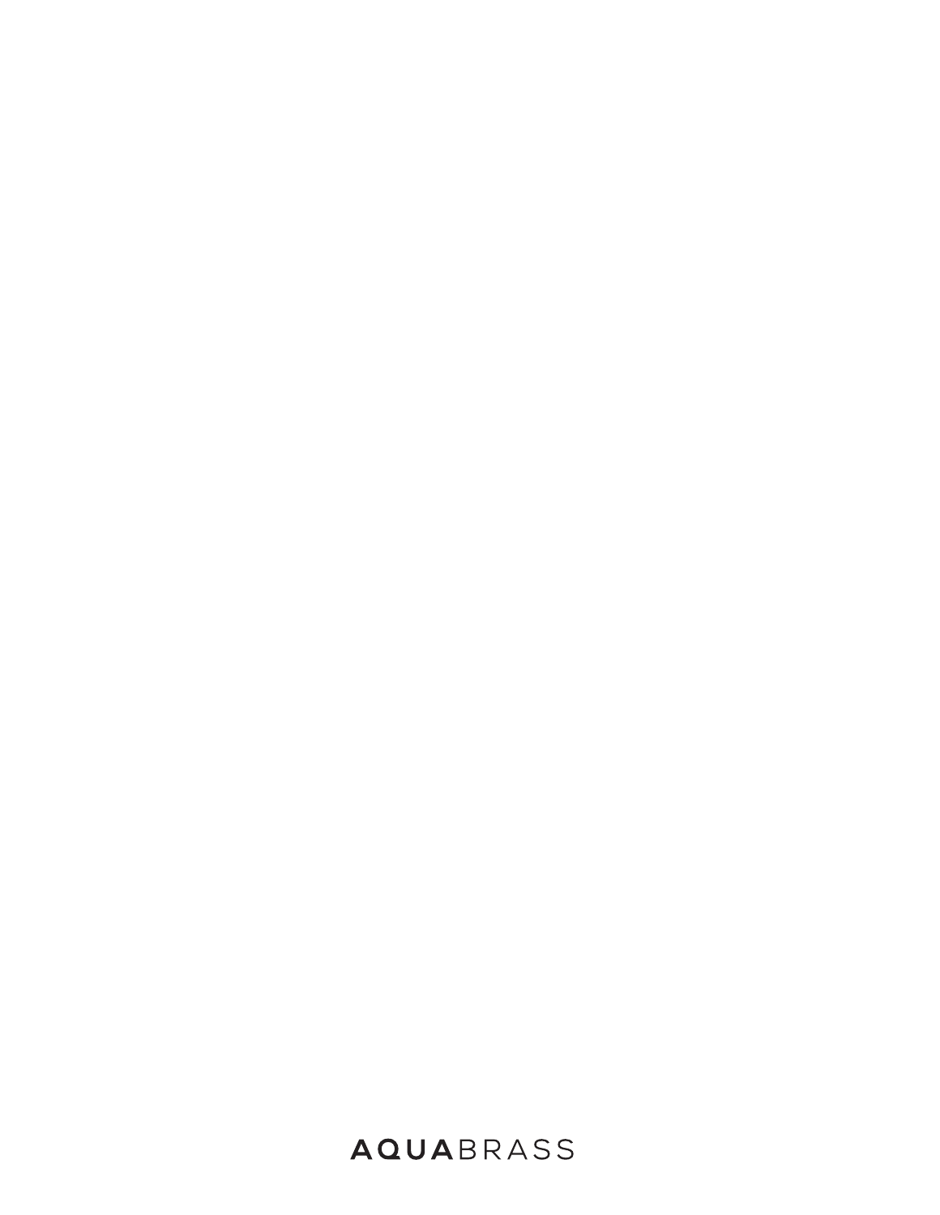AQUABRASS